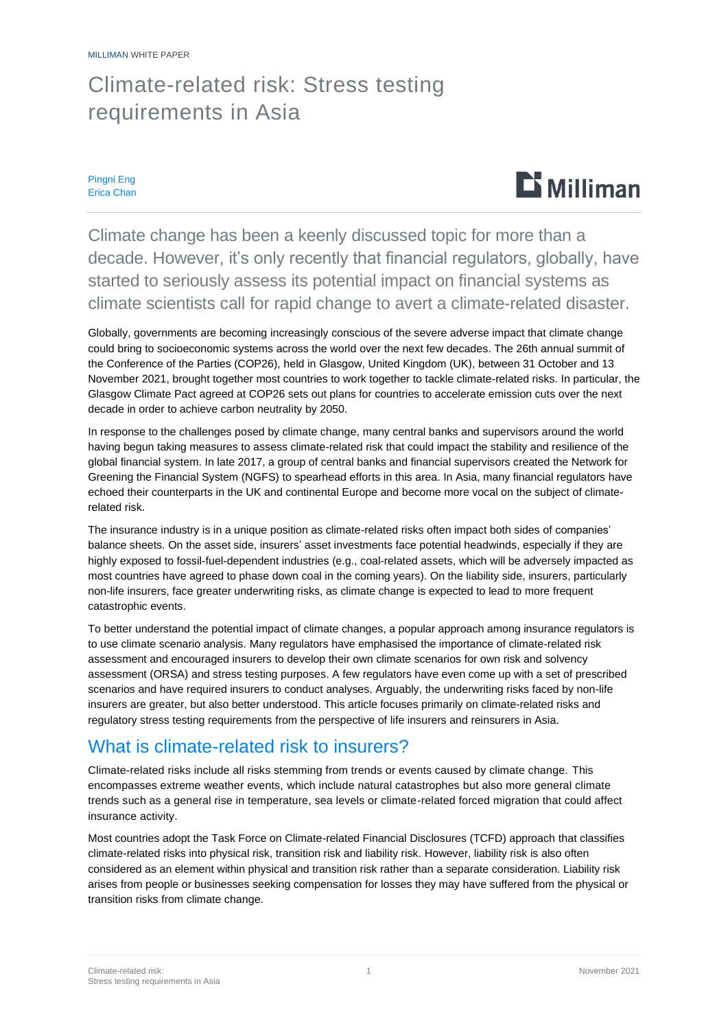MILLIMAN WHITE PAPER

# Climate-related risk: Stress testing requirements in Asia

Pingni Eng
Erica Chan

Climate change has been a keenly discussed topic for more than a decade. However, it's only recently that financial regulators, globally, have started to seriously assess its potential impact on financial systems as climate scientists call for rapid change to avert a climate-related disaster.

Globally, governments are becoming increasingly conscious of the severe adverse impact that climate change could bring to socioeconomic systems across the world over the next few decades. The 26th annual summit of the Conference of the Parties (COP26), held in Glasgow, United Kingdom (UK), between 31 October and 13 November 2021, brought together most countries to work together to tackle climate-related risks. In particular, the Glasgow Climate Pact agreed at COP26 sets out plans for countries to accelerate emission cuts over the next decade in order to achieve carbon neutrality by 2050.

In response to the challenges posed by climate change, many central banks and supervisors around the world having begun taking measures to assess climate-related risk that could impact the stability and resilience of the global financial system. In late 2017, a group of central banks and financial supervisors created the Network for Greening the Financial System (NGFS) to spearhead efforts in this area. In Asia, many financial regulators have echoed their counterparts in the UK and continental Europe and become more vocal on the subject of climate-related risk.

The insurance industry is in a unique position as climate-related risks often impact both sides of companies' balance sheets. On the asset side, insurers' asset investments face potential headwinds, especially if they are highly exposed to fossil-fuel-dependent industries (e.g., coal-related assets, which will be adversely impacted as most countries have agreed to phase down coal in the coming years). On the liability side, insurers, particularly non-life insurers, face greater underwriting risks, as climate change is expected to lead to more frequent catastrophic events.

To better understand the potential impact of climate changes, a popular approach among insurance regulators is to use climate scenario analysis. Many regulators have emphasised the importance of climate-related risk assessment and encouraged insurers to develop their own climate scenarios for own risk and solvency assessment (ORSA) and stress testing purposes. A few regulators have even come up with a set of prescribed scenarios and have required insurers to conduct analyses. Arguably, the underwriting risks faced by non-life insurers are greater, but also better understood. This article focuses primarily on climate-related risks and regulatory stress testing requirements from the perspective of life insurers and reinsurers in Asia.

## What is climate-related risk to insurers?

Climate-related risks include all risks stemming from trends or events caused by climate change. This encompasses extreme weather events, which include natural catastrophes but also more general climate trends such as a general rise in temperature, sea levels or climate-related forced migration that could affect insurance activity.

Most countries adopt the Task Force on Climate-related Financial Disclosures (TCFD) approach that classifies climate-related risks into physical risk, transition risk and liability risk. However, liability risk is also often considered as an element within physical and transition risk rather than a separate consideration. Liability risk arises from people or businesses seeking compensation for losses they may have suffered from the physical or transition risks from climate change.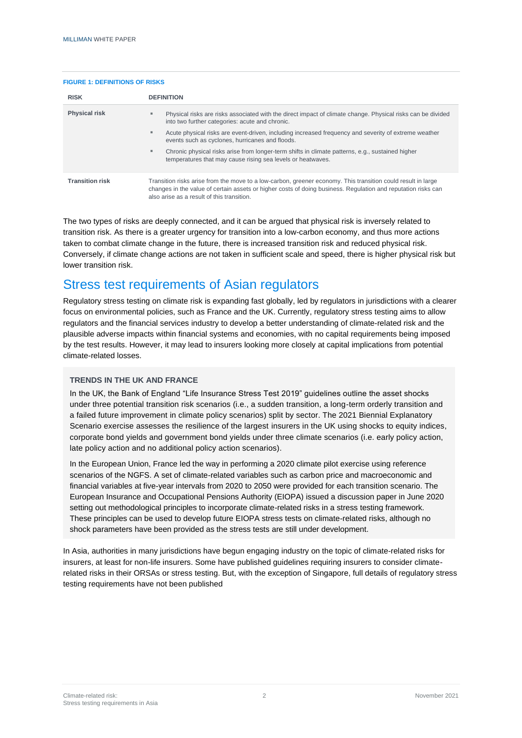**FIGURE 1: DEFINITIONS OF RISKS**

| RISK | DEFINITION |
|---|---|
| **Physical risk** | ▪ Physical risks are risks associated with the direct impact of climate change. Physical risks can be divided into two further categories: acute and chronic.<br>▪ Acute physical risks are event-driven, including increased frequency and severity of extreme weather events such as cyclones, hurricanes and floods.<br>▪ Chronic physical risks arise from longer-term shifts in climate patterns, e.g., sustained higher temperatures that may cause rising sea levels or heatwaves. |
| **Transition risk** | Transition risks arise from the move to a low-carbon, greener economy. This transition could result in large changes in the value of certain assets or higher costs of doing business. Regulation and reputation risks can also arise as a result of this transition. |

The two types of risks are deeply connected, and it can be argued that physical risk is inversely related to transition risk. As there is a greater urgency for transition into a low-carbon economy, and thus more actions taken to combat climate change in the future, there is increased transition risk and reduced physical risk. Conversely, if climate change actions are not taken in sufficient scale and speed, there is higher physical risk but lower transition risk.

## Stress test requirements of Asian regulators

Regulatory stress testing on climate risk is expanding fast globally, led by regulators in jurisdictions with a clearer focus on environmental policies, such as France and the UK. Currently, regulatory stress testing aims to allow regulators and the financial services industry to develop a better understanding of climate-related risk and the plausible adverse impacts within financial systems and economies, with no capital requirements being imposed by the test results. However, it may lead to insurers looking more closely at capital implications from potential climate-related losses.

### TRENDS IN THE UK AND FRANCE

In the UK, the Bank of England "Life Insurance Stress Test 2019" guidelines outline the asset shocks under three potential transition risk scenarios (i.e., a sudden transition, a long-term orderly transition and a failed future improvement in climate policy scenarios) split by sector. The 2021 Biennial Explanatory Scenario exercise assesses the resilience of the largest insurers in the UK using shocks to equity indices, corporate bond yields and government bond yields under three climate scenarios (i.e. early policy action, late policy action and no additional policy action scenarios).

In the European Union, France led the way in performing a 2020 climate pilot exercise using reference scenarios of the NGFS. A set of climate-related variables such as carbon price and macroeconomic and financial variables at five-year intervals from 2020 to 2050 were provided for each transition scenario. The European Insurance and Occupational Pensions Authority (EIOPA) issued a discussion paper in June 2020 setting out methodological principles to incorporate climate-related risks in a stress testing framework. These principles can be used to develop future EIOPA stress tests on climate-related risks, although no shock parameters have been provided as the stress tests are still under development.

In Asia, authorities in many jurisdictions have begun engaging industry on the topic of climate-related risks for insurers, at least for non-life insurers. Some have published guidelines requiring insurers to consider climate-related risks in their ORSAs or stress testing. But, with the exception of Singapore, full details of regulatory stress testing requirements have not been published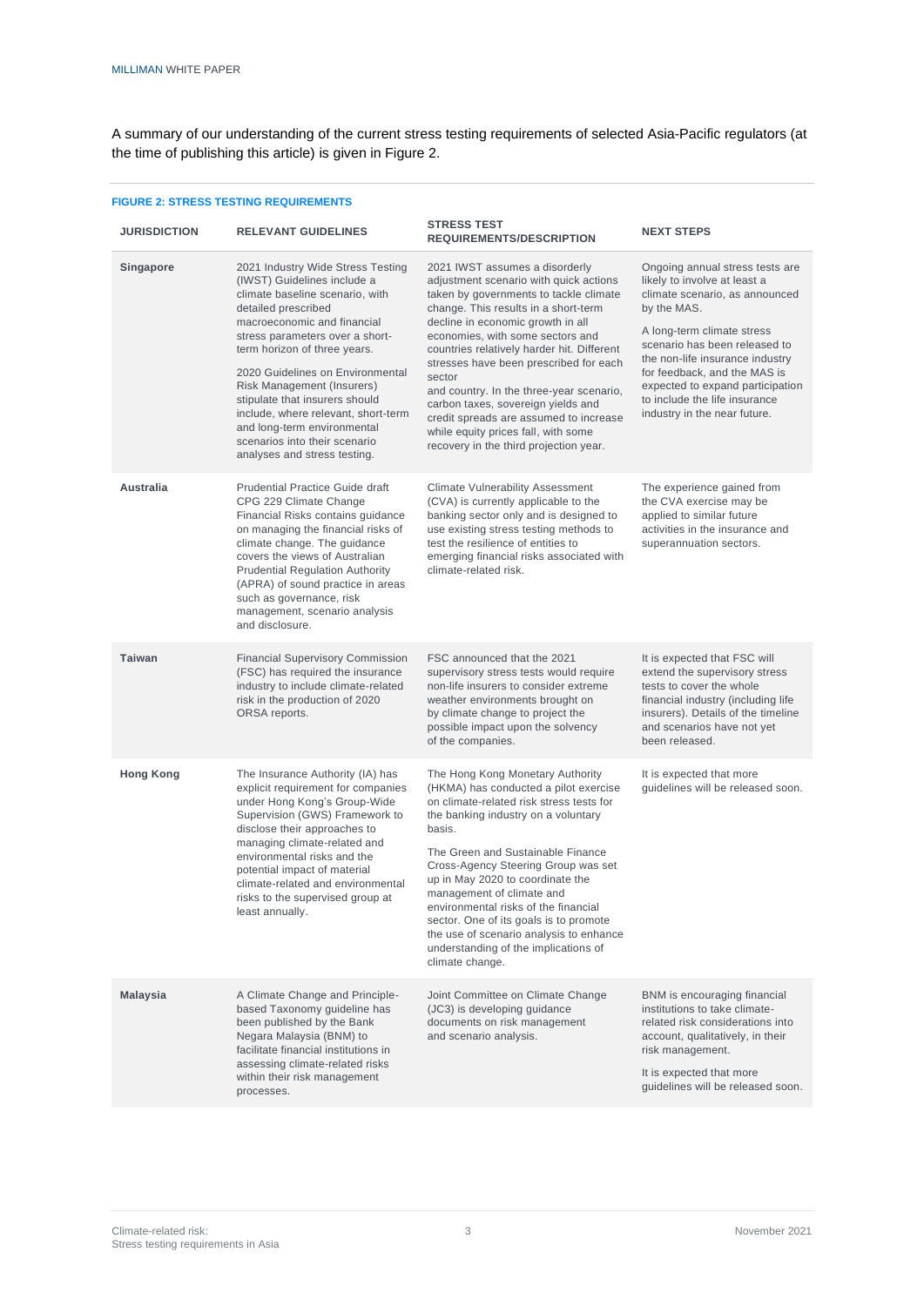A summary of our understanding of the current stress testing requirements of selected Asia-Pacific regulators (at the time of publishing this article) is given in Figure 2.

**FIGURE 2: STRESS TESTING REQUIREMENTS**

| JURISDICTION | RELEVANT GUIDELINES | STRESS TEST REQUIREMENTS/DESCRIPTION | NEXT STEPS |
|---|---|---|---|
| **Singapore** | 2021 Industry Wide Stress Testing (IWST) Guidelines include a climate baseline scenario, with detailed prescribed macroeconomic and financial stress parameters over a short-term horizon of three years.<br><br>2020 Guidelines on Environmental Risk Management (Insurers) stipulate that insurers should include, where relevant, short-term and long-term environmental scenarios into their scenario analyses and stress testing. | 2021 IWST assumes a disorderly adjustment scenario with quick actions taken by governments to tackle climate change. This results in a short-term decline in economic growth in all economies, with some sectors and countries relatively harder hit. Different stresses have been prescribed for each sector and country. In the three-year scenario, carbon taxes, sovereign yields and credit spreads are assumed to increase while equity prices fall, with some recovery in the third projection year. | Ongoing annual stress tests are likely to involve at least a climate scenario, as announced by the MAS.<br><br>A long-term climate stress scenario has been released to the non-life insurance industry for feedback, and the MAS is expected to expand participation to include the life insurance industry in the near future. |
| **Australia** | Prudential Practice Guide draft CPG 229 Climate Change Financial Risks contains guidance on managing the financial risks of climate change. The guidance covers the views of Australian Prudential Regulation Authority (APRA) of sound practice in areas such as governance, risk management, scenario analysis and disclosure. | Climate Vulnerability Assessment (CVA) is currently applicable to the banking sector only and is designed to use existing stress testing methods to test the resilience of entities to emerging financial risks associated with climate-related risk. | The experience gained from the CVA exercise may be applied to similar future activities in the insurance and superannuation sectors. |
| **Taiwan** | Financial Supervisory Commission (FSC) has required the insurance industry to include climate-related risk in the production of 2020 ORSA reports. | FSC announced that the 2021 supervisory stress tests would require non-life insurers to consider extreme weather environments brought on by climate change to project the possible impact upon the solvency of the companies. | It is expected that FSC will extend the supervisory stress tests to cover the whole financial industry (including life insurers). Details of the timeline and scenarios have not yet been released. |
| **Hong Kong** | The Insurance Authority (IA) has explicit requirement for companies under Hong Kong's Group-Wide Supervision (GWS) Framework to disclose their approaches to managing climate-related and environmental risks and the potential impact of material climate-related and environmental risks to the supervised group at least annually. | The Hong Kong Monetary Authority (HKMA) has conducted a pilot exercise on climate-related risk stress tests for the banking industry on a voluntary basis.<br><br>The Green and Sustainable Finance Cross-Agency Steering Group was set up in May 2020 to coordinate the management of climate and environmental risks of the financial sector. One of its goals is to promote the use of scenario analysis to enhance understanding of the implications of climate change. | It is expected that more guidelines will be released soon. |
| **Malaysia** | A Climate Change and Principle-based Taxonomy guideline has been published by the Bank Negara Malaysia (BNM) to facilitate financial institutions in assessing climate-related risks within their risk management processes. | Joint Committee on Climate Change (JC3) is developing guidance documents on risk management and scenario analysis. | BNM is encouraging financial institutions to take climate-related risk considerations into account, qualitatively, in their risk management.<br><br>It is expected that more guidelines will be released soon. |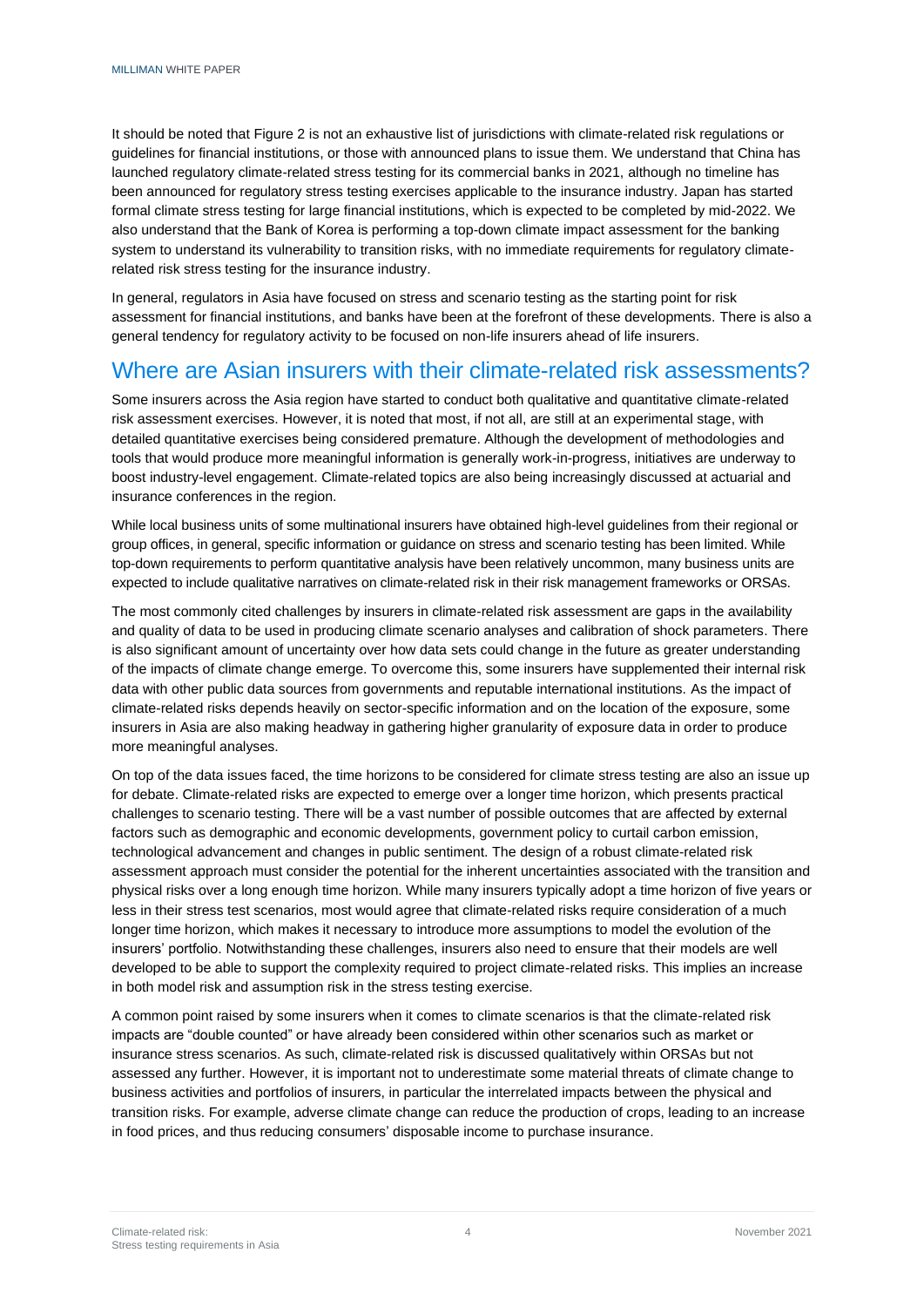It should be noted that Figure 2 is not an exhaustive list of jurisdictions with climate-related risk regulations or guidelines for financial institutions, or those with announced plans to issue them. We understand that China has launched regulatory climate-related stress testing for its commercial banks in 2021, although no timeline has been announced for regulatory stress testing exercises applicable to the insurance industry. Japan has started formal climate stress testing for large financial institutions, which is expected to be completed by mid-2022. We also understand that the Bank of Korea is performing a top-down climate impact assessment for the banking system to understand its vulnerability to transition risks, with no immediate requirements for regulatory climate-related risk stress testing for the insurance industry.

In general, regulators in Asia have focused on stress and scenario testing as the starting point for risk assessment for financial institutions, and banks have been at the forefront of these developments. There is also a general tendency for regulatory activity to be focused on non-life insurers ahead of life insurers.

## Where are Asian insurers with their climate-related risk assessments?

Some insurers across the Asia region have started to conduct both qualitative and quantitative climate-related risk assessment exercises. However, it is noted that most, if not all, are still at an experimental stage, with detailed quantitative exercises being considered premature. Although the development of methodologies and tools that would produce more meaningful information is generally work-in-progress, initiatives are underway to boost industry-level engagement. Climate-related topics are also being increasingly discussed at actuarial and insurance conferences in the region.

While local business units of some multinational insurers have obtained high-level guidelines from their regional or group offices, in general, specific information or guidance on stress and scenario testing has been limited. While top-down requirements to perform quantitative analysis have been relatively uncommon, many business units are expected to include qualitative narratives on climate-related risk in their risk management frameworks or ORSAs.

The most commonly cited challenges by insurers in climate-related risk assessment are gaps in the availability and quality of data to be used in producing climate scenario analyses and calibration of shock parameters. There is also significant amount of uncertainty over how data sets could change in the future as greater understanding of the impacts of climate change emerge. To overcome this, some insurers have supplemented their internal risk data with other public data sources from governments and reputable international institutions. As the impact of climate-related risks depends heavily on sector-specific information and on the location of the exposure, some insurers in Asia are also making headway in gathering higher granularity of exposure data in order to produce more meaningful analyses.

On top of the data issues faced, the time horizons to be considered for climate stress testing are also an issue up for debate. Climate-related risks are expected to emerge over a longer time horizon, which presents practical challenges to scenario testing. There will be a vast number of possible outcomes that are affected by external factors such as demographic and economic developments, government policy to curtail carbon emission, technological advancement and changes in public sentiment. The design of a robust climate-related risk assessment approach must consider the potential for the inherent uncertainties associated with the transition and physical risks over a long enough time horizon. While many insurers typically adopt a time horizon of five years or less in their stress test scenarios, most would agree that climate-related risks require consideration of a much longer time horizon, which makes it necessary to introduce more assumptions to model the evolution of the insurers' portfolio. Notwithstanding these challenges, insurers also need to ensure that their models are well developed to be able to support the complexity required to project climate-related risks. This implies an increase in both model risk and assumption risk in the stress testing exercise.

A common point raised by some insurers when it comes to climate scenarios is that the climate-related risk impacts are "double counted" or have already been considered within other scenarios such as market or insurance stress scenarios. As such, climate-related risk is discussed qualitatively within ORSAs but not assessed any further. However, it is important not to underestimate some material threats of climate change to business activities and portfolios of insurers, in particular the interrelated impacts between the physical and transition risks. For example, adverse climate change can reduce the production of crops, leading to an increase in food prices, and thus reducing consumers' disposable income to purchase insurance.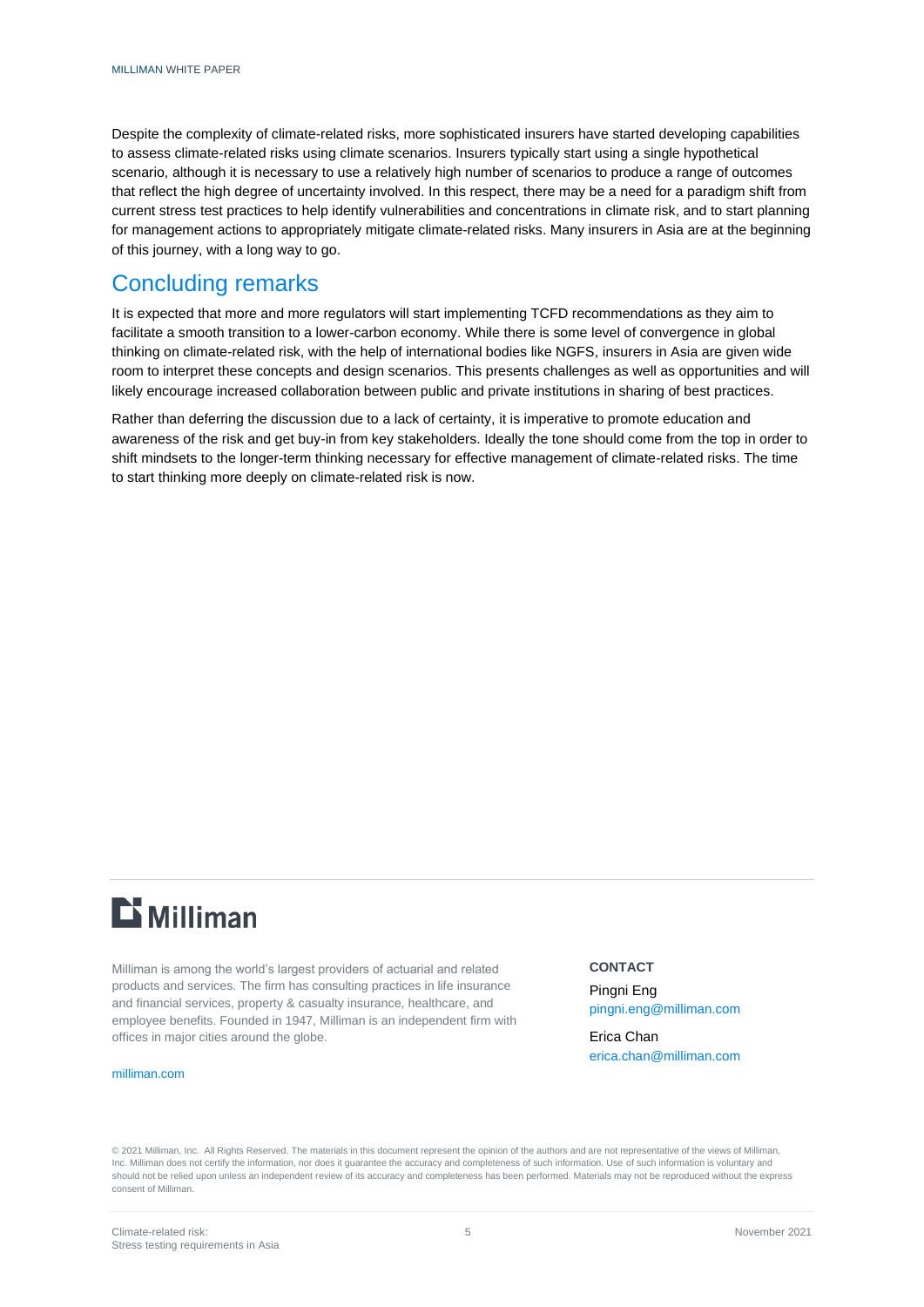Despite the complexity of climate-related risks, more sophisticated insurers have started developing capabilities to assess climate-related risks using climate scenarios. Insurers typically start using a single hypothetical scenario, although it is necessary to use a relatively high number of scenarios to produce a range of outcomes that reflect the high degree of uncertainty involved. In this respect, there may be a need for a paradigm shift from current stress test practices to help identify vulnerabilities and concentrations in climate risk, and to start planning for management actions to appropriately mitigate climate-related risks. Many insurers in Asia are at the beginning of this journey, with a long way to go.

## Concluding remarks

It is expected that more and more regulators will start implementing TCFD recommendations as they aim to facilitate a smooth transition to a lower-carbon economy. While there is some level of convergence in global thinking on climate-related risk, with the help of international bodies like NGFS, insurers in Asia are given wide room to interpret these concepts and design scenarios. This presents challenges as well as opportunities and will likely encourage increased collaboration between public and private institutions in sharing of best practices.

Rather than deferring the discussion due to a lack of certainty, it is imperative to promote education and awareness of the risk and get buy-in from key stakeholders. Ideally the tone should come from the top in order to shift mindsets to the longer-term thinking necessary for effective management of climate-related risks. The time to start thinking more deeply on climate-related risk is now.

**Milliman**

Milliman is among the world's largest providers of actuarial and related products and services. The firm has consulting practices in life insurance and financial services, property & casualty insurance, healthcare, and employee benefits. Founded in 1947, Milliman is an independent firm with offices in major cities around the globe.

milliman.com

**CONTACT**

Pingni Eng
pingni.eng@milliman.com

Erica Chan
erica.chan@milliman.com

© 2021 Milliman, Inc. All Rights Reserved. The materials in this document represent the opinion of the authors and are not representative of the views of Milliman, Inc. Milliman does not certify the information, nor does it guarantee the accuracy and completeness of such information. Use of such information is voluntary and should not be relied upon unless an independent review of its accuracy and completeness has been performed. Materials may not be reproduced without the express consent of Milliman.